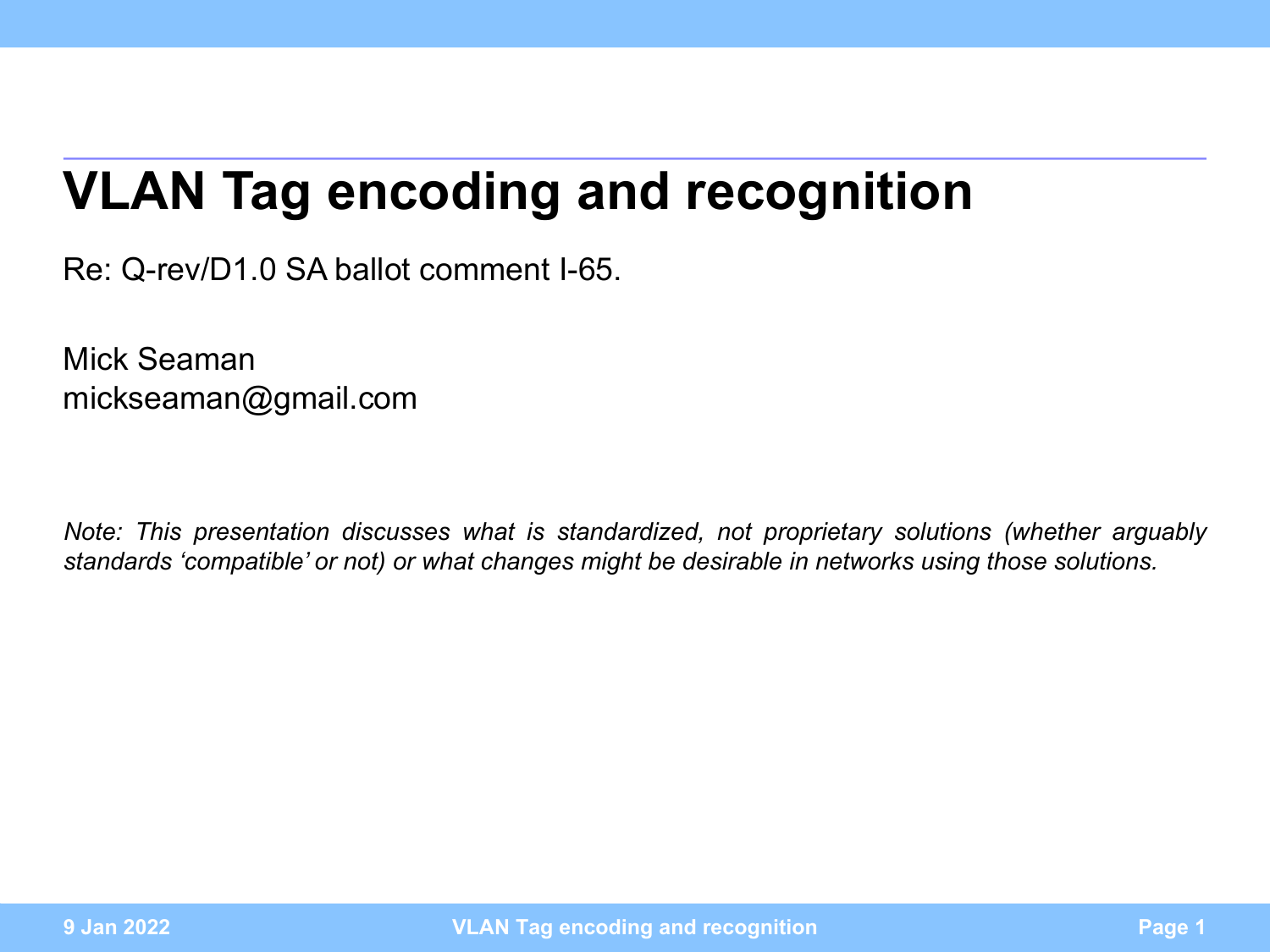# VLAN Tag encoding and recognition

Re: Q-rev/D1.0 SA ballot comment I-65.

Mick Seaman
mickseaman@gmail.com

*Note: This presentation discusses what is standardized, not proprietary solutions (whether arguably standards 'compatible' or not) or what changes might be desirable in networks using those solutions.*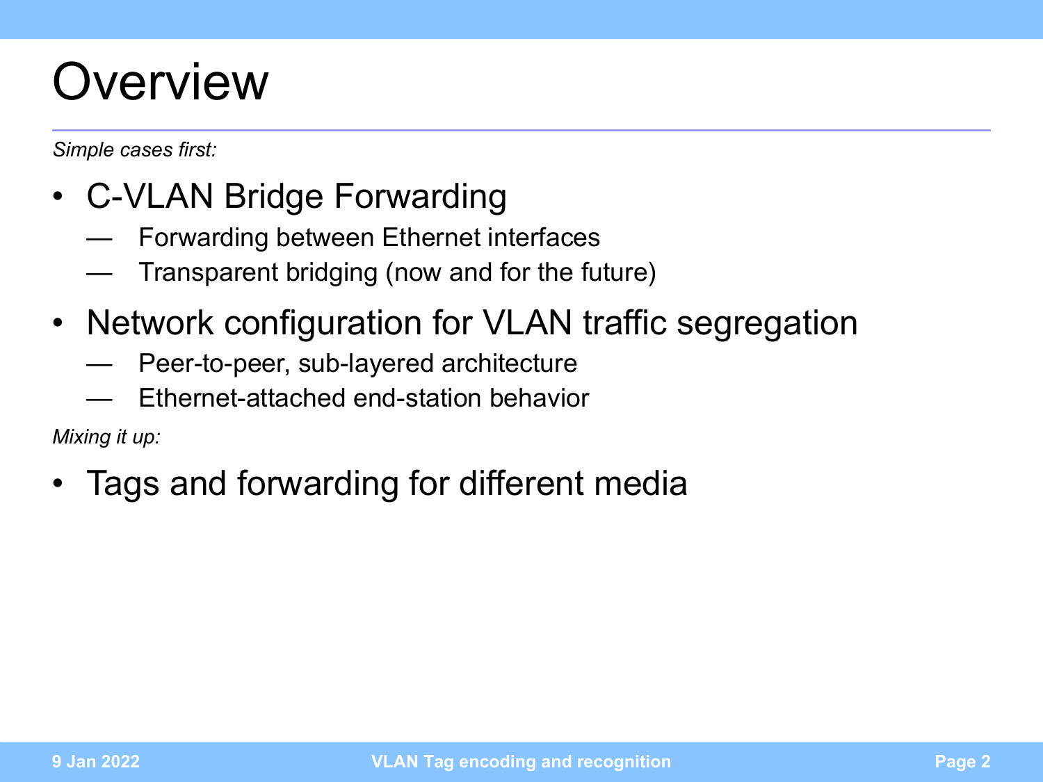# Overview

*Simple cases first:*

- C-VLAN Bridge Forwarding
  - Forwarding between Ethernet interfaces
  - Transparent bridging (now and for the future)
- Network configuration for VLAN traffic segregation
  - Peer-to-peer, sub-layered architecture
  - Ethernet-attached end-station behavior

*Mixing it up:*

- Tags and forwarding for different media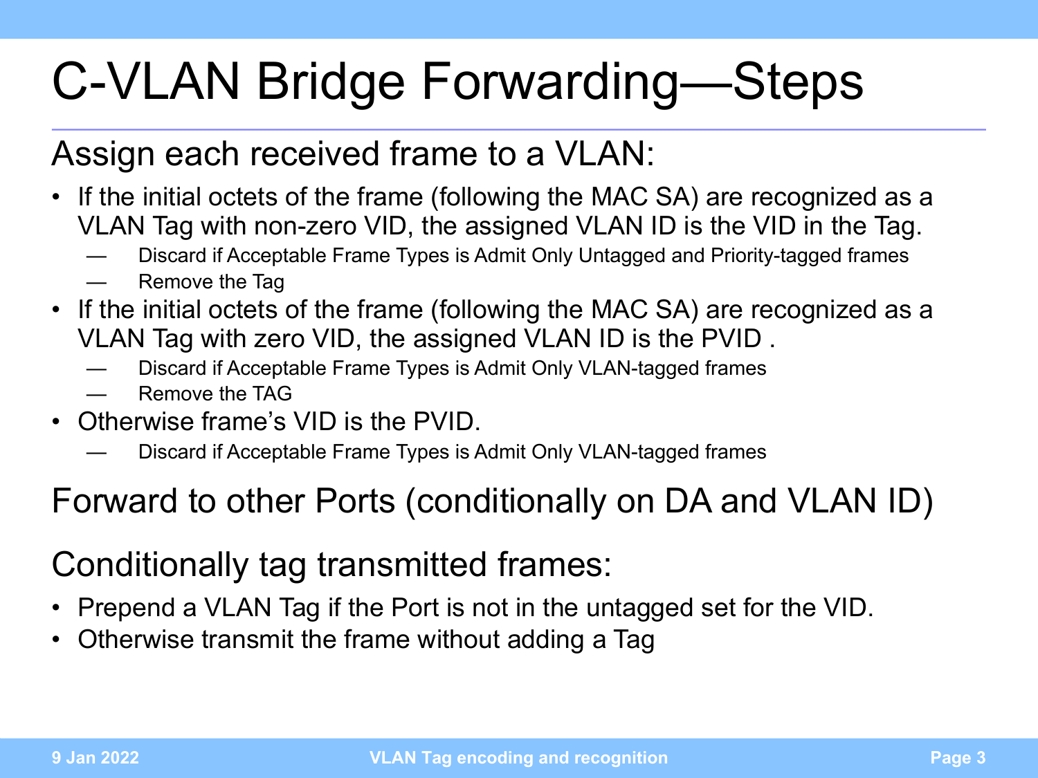# C-VLAN Bridge Forwarding—Steps

## Assign each received frame to a VLAN:

- If the initial octets of the frame (following the MAC SA) are recognized as a VLAN Tag with non-zero VID, the assigned VLAN ID is the VID in the Tag.
  - Discard if Acceptable Frame Types is Admit Only Untagged and Priority-tagged frames
  - Remove the Tag
- If the initial octets of the frame (following the MAC SA) are recognized as a VLAN Tag with zero VID, the assigned VLAN ID is the PVID .
  - Discard if Acceptable Frame Types is Admit Only VLAN-tagged frames
  - Remove the TAG
- Otherwise frame's VID is the PVID.
  - Discard if Acceptable Frame Types is Admit Only VLAN-tagged frames

## Forward to other Ports (conditionally on DA and VLAN ID)

## Conditionally tag transmitted frames:

- Prepend a VLAN Tag if the Port is not in the untagged set for the VID.
- Otherwise transmit the frame without adding a Tag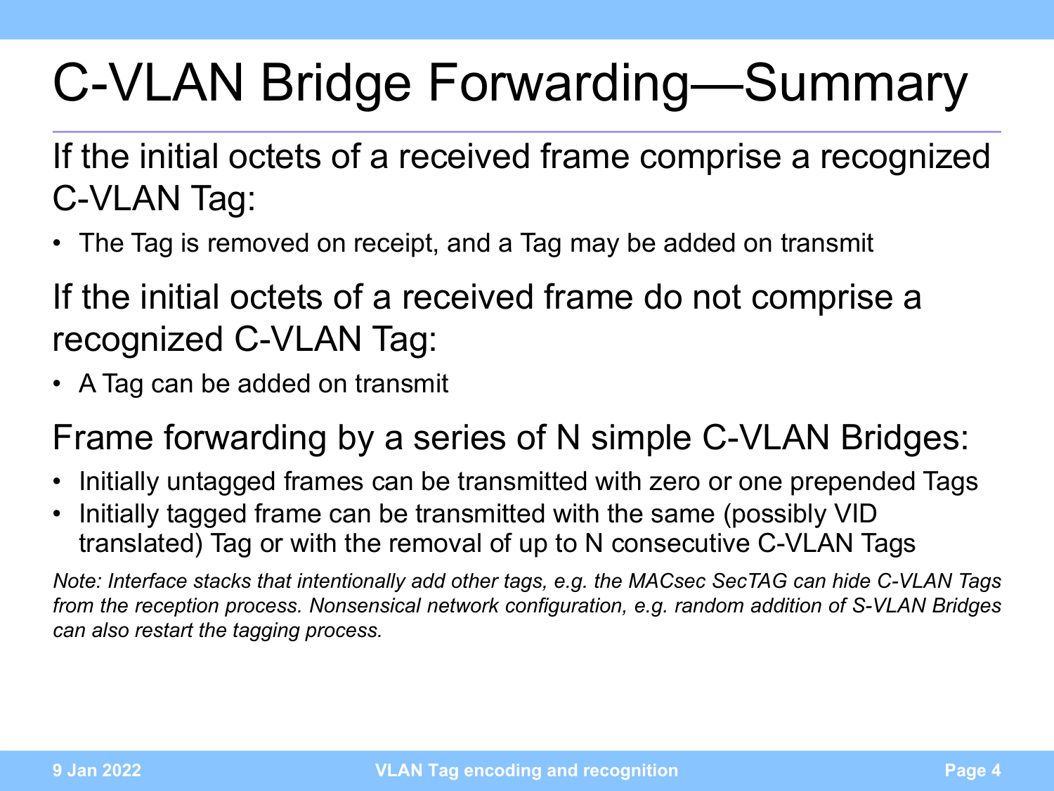# C-VLAN Bridge Forwarding—Summary

If the initial octets of a received frame comprise a recognized C-VLAN Tag:

- The Tag is removed on receipt, and a Tag may be added on transmit

If the initial octets of a received frame do not comprise a recognized C-VLAN Tag:

- A Tag can be added on transmit

Frame forwarding by a series of N simple C-VLAN Bridges:

- Initially untagged frames can be transmitted with zero or one prepended Tags
- Initially tagged frame can be transmitted with the same (possibly VID translated) Tag or with the removal of up to N consecutive C-VLAN Tags

*Note: Interface stacks that intentionally add other tags, e.g. the MACsec SecTAG can hide C-VLAN Tags from the reception process. Nonsensical network configuration, e.g. random addition of S-VLAN Bridges can also restart the tagging process.*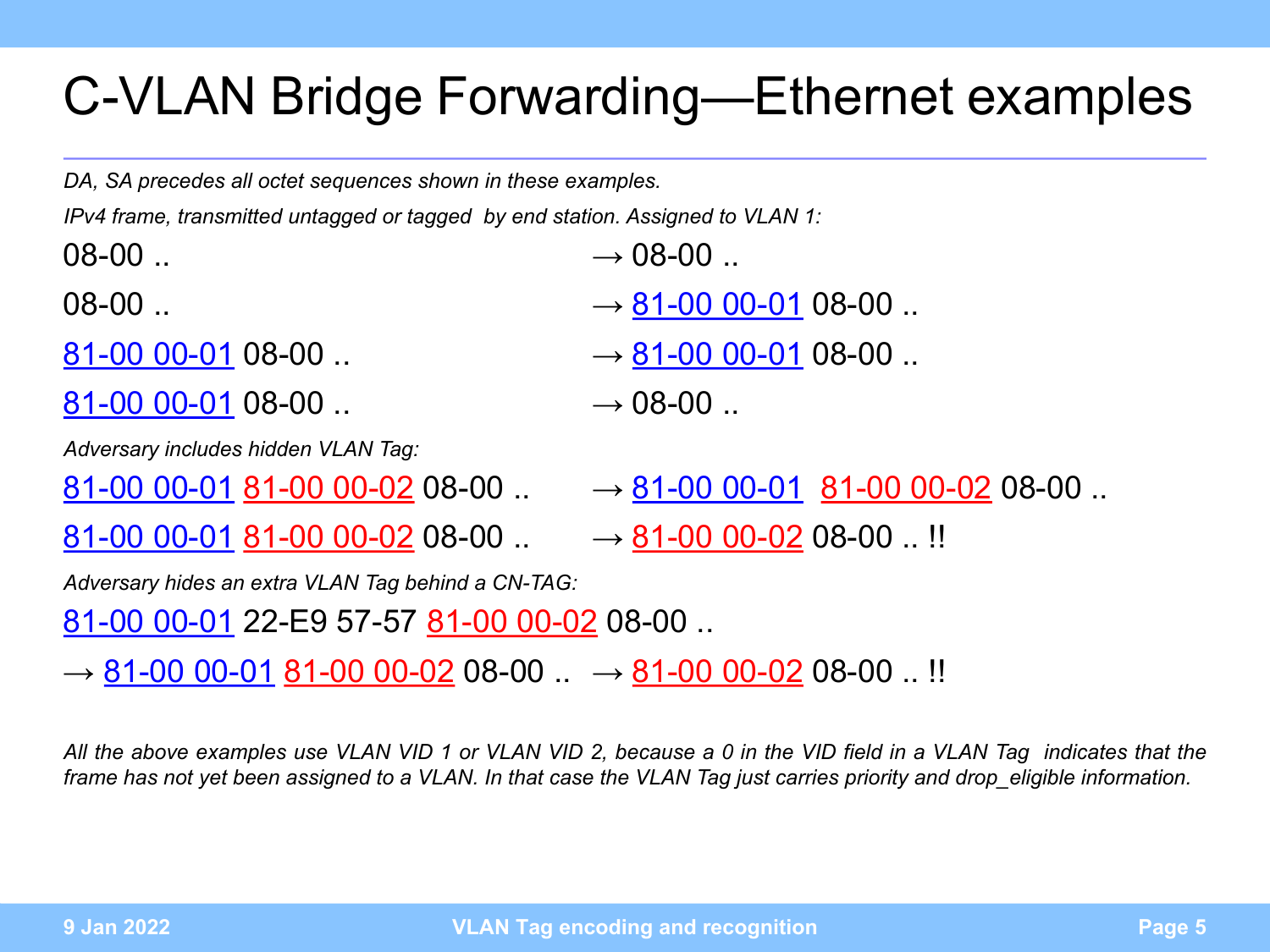# C-VLAN Bridge Forwarding—Ethernet examples

*DA, SA precedes all octet sequences shown in these examples.*

*IPv4 frame, transmitted untagged or tagged by end station. Assigned to VLAN 1:*

08-00 .. → 08-00 ..

08-00 .. → 81-00 00-01 08-00 ..

81-00 00-01 08-00 .. → 81-00 00-01 08-00 ..

81-00 00-01 08-00 .. → 08-00 ..

*Adversary includes hidden VLAN Tag:*

81-00 00-01 81-00 00-02 08-00 .. → 81-00 00-01 81-00 00-02 08-00 ..

81-00 00-01 81-00 00-02 08-00 .. → 81-00 00-02 08-00 .. !!

*Adversary hides an extra VLAN Tag behind a CN-TAG:*

81-00 00-01 22-E9 57-57 81-00 00-02 08-00 ..

→ 81-00 00-01 81-00 00-02 08-00 .. → 81-00 00-02 08-00 .. !!

*All the above examples use VLAN VID 1 or VLAN VID 2, because a 0 in the VID field in a VLAN Tag indicates that the frame has not yet been assigned to a VLAN. In that case the VLAN Tag just carries priority and drop_eligible information.*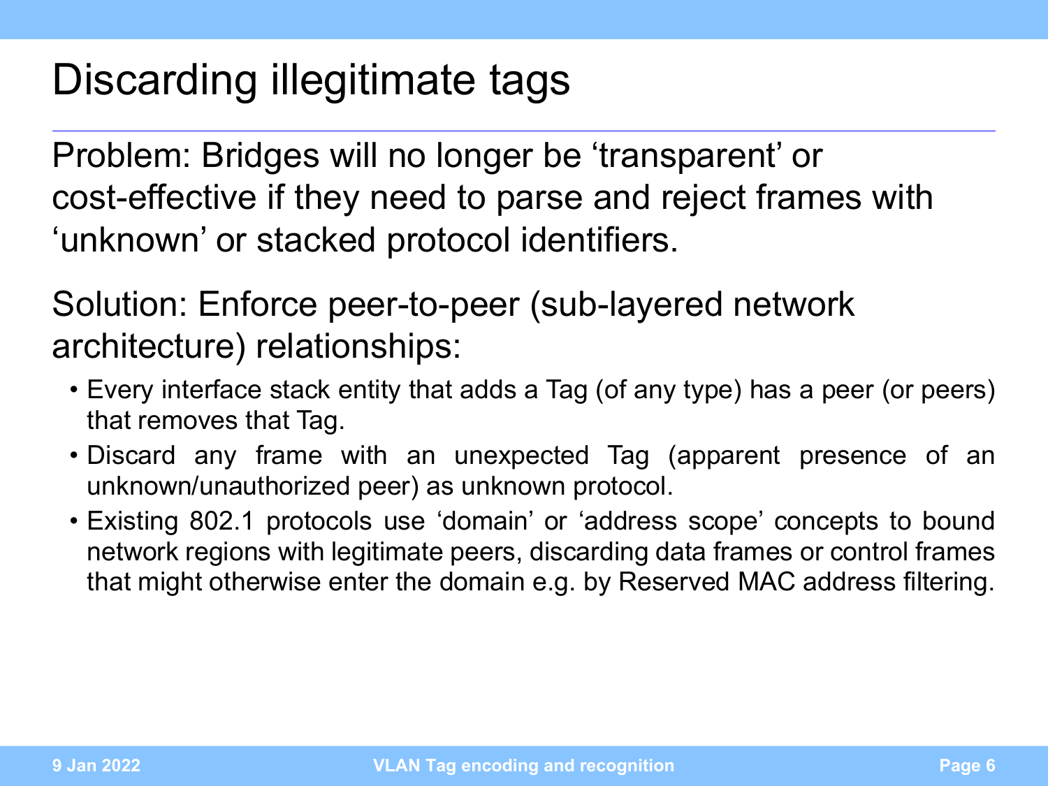# Discarding illegitimate tags

Problem: Bridges will no longer be ‘transparent’ or cost-effective if they need to parse and reject frames with ‘unknown’ or stacked protocol identifiers.

Solution: Enforce peer-to-peer (sub-layered network architecture) relationships:

- Every interface stack entity that adds a Tag (of any type) has a peer (or peers) that removes that Tag.
- Discard any frame with an unexpected Tag (apparent presence of an unknown/unauthorized peer) as unknown protocol.
- Existing 802.1 protocols use ‘domain’ or ‘address scope’ concepts to bound network regions with legitimate peers, discarding data frames or control frames that might otherwise enter the domain e.g. by Reserved MAC address filtering.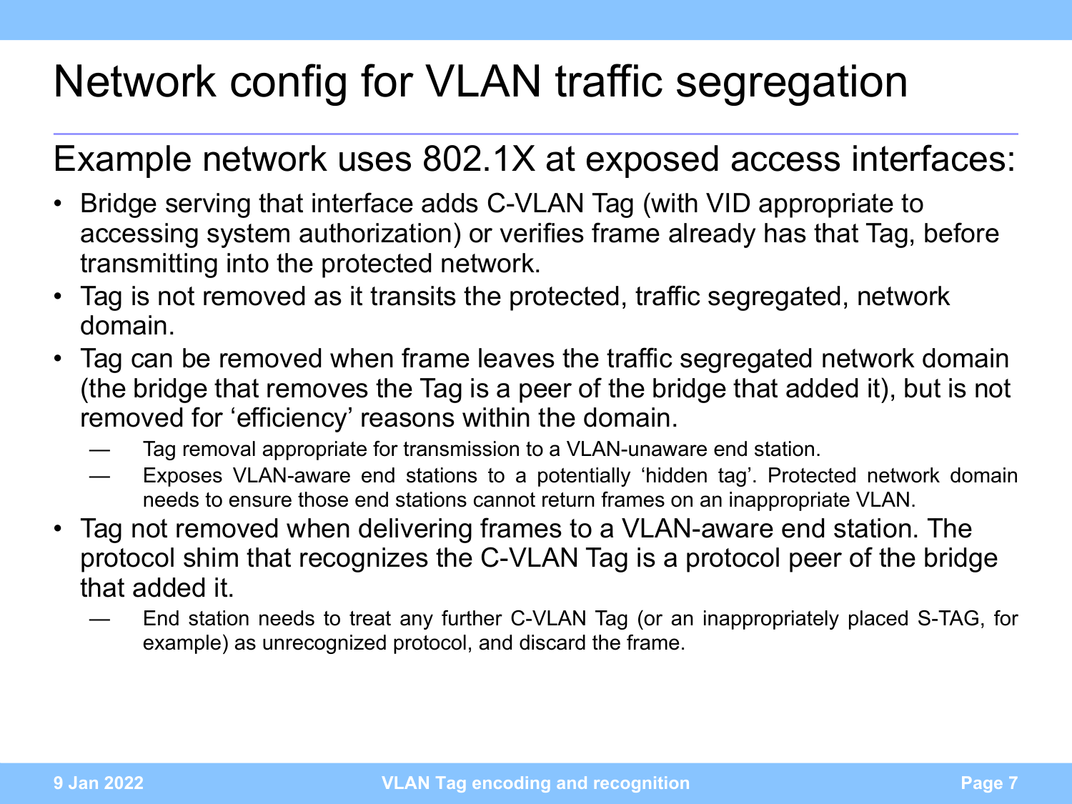# Network config for VLAN traffic segregation

## Example network uses 802.1X at exposed access interfaces:

- Bridge serving that interface adds C-VLAN Tag (with VID appropriate to accessing system authorization) or verifies frame already has that Tag, before transmitting into the protected network.
- Tag is not removed as it transits the protected, traffic segregated, network domain.
- Tag can be removed when frame leaves the traffic segregated network domain (the bridge that removes the Tag is a peer of the bridge that added it), but is not removed for 'efficiency' reasons within the domain.
  - Tag removal appropriate for transmission to a VLAN-unaware end station.
  - Exposes VLAN-aware end stations to a potentially 'hidden tag'. Protected network domain needs to ensure those end stations cannot return frames on an inappropriate VLAN.
- Tag not removed when delivering frames to a VLAN-aware end station. The protocol shim that recognizes the C-VLAN Tag is a protocol peer of the bridge that added it.
  - End station needs to treat any further C-VLAN Tag (or an inappropriately placed S-TAG, for example) as unrecognized protocol, and discard the frame.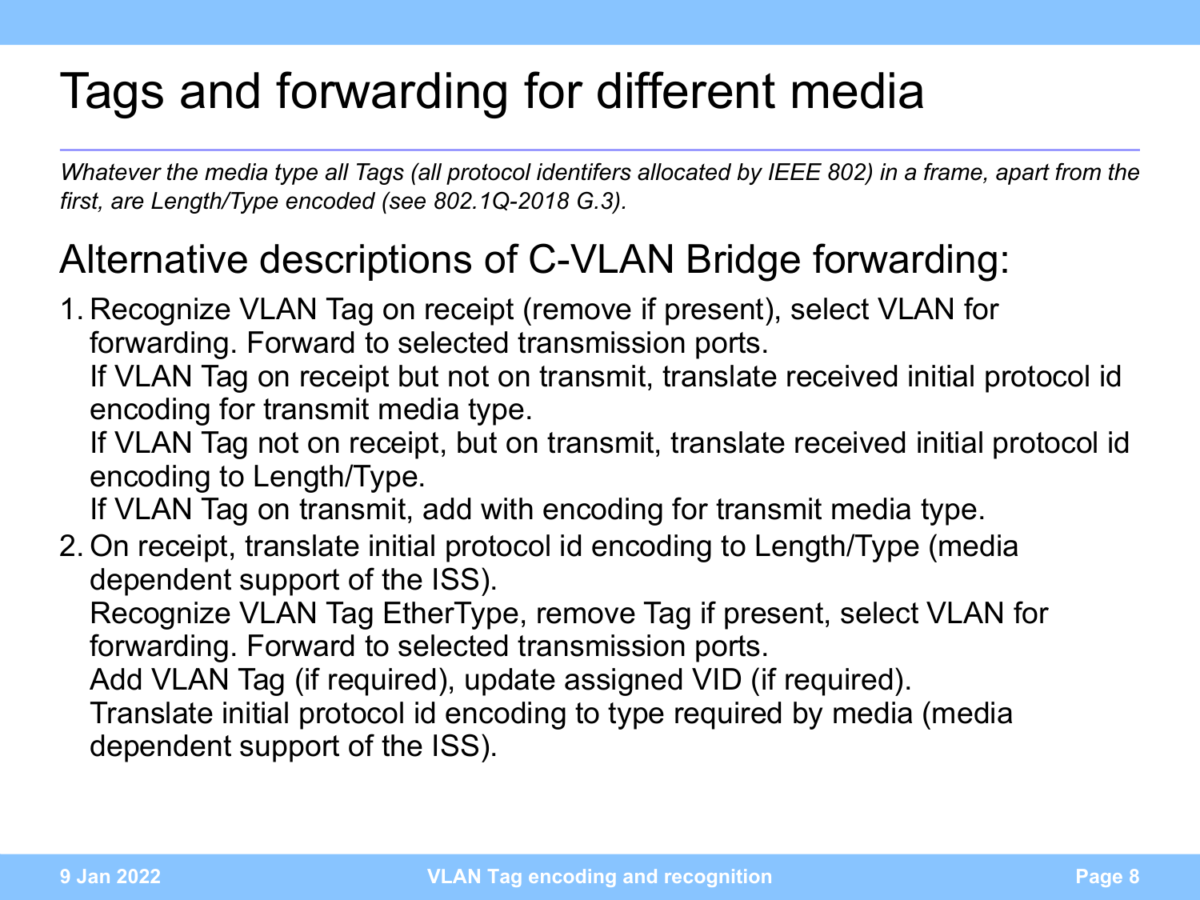# Tags and forwarding for different media

*Whatever the media type all Tags (all protocol identifers allocated by IEEE 802) in a frame, apart from the first, are Length/Type encoded (see 802.1Q-2018 G.3).*

## Alternative descriptions of C-VLAN Bridge forwarding:

1. Recognize VLAN Tag on receipt (remove if present), select VLAN for forwarding. Forward to selected transmission ports.
   If VLAN Tag on receipt but not on transmit, translate received initial protocol id encoding for transmit media type.
   If VLAN Tag not on receipt, but on transmit, translate received initial protocol id encoding to Length/Type.
   If VLAN Tag on transmit, add with encoding for transmit media type.
2. On receipt, translate initial protocol id encoding to Length/Type (media dependent support of the ISS).
   Recognize VLAN Tag EtherType, remove Tag if present, select VLAN for forwarding. Forward to selected transmission ports.
   Add VLAN Tag (if required), update assigned VID (if required).
   Translate initial protocol id encoding to type required by media (media dependent support of the ISS).